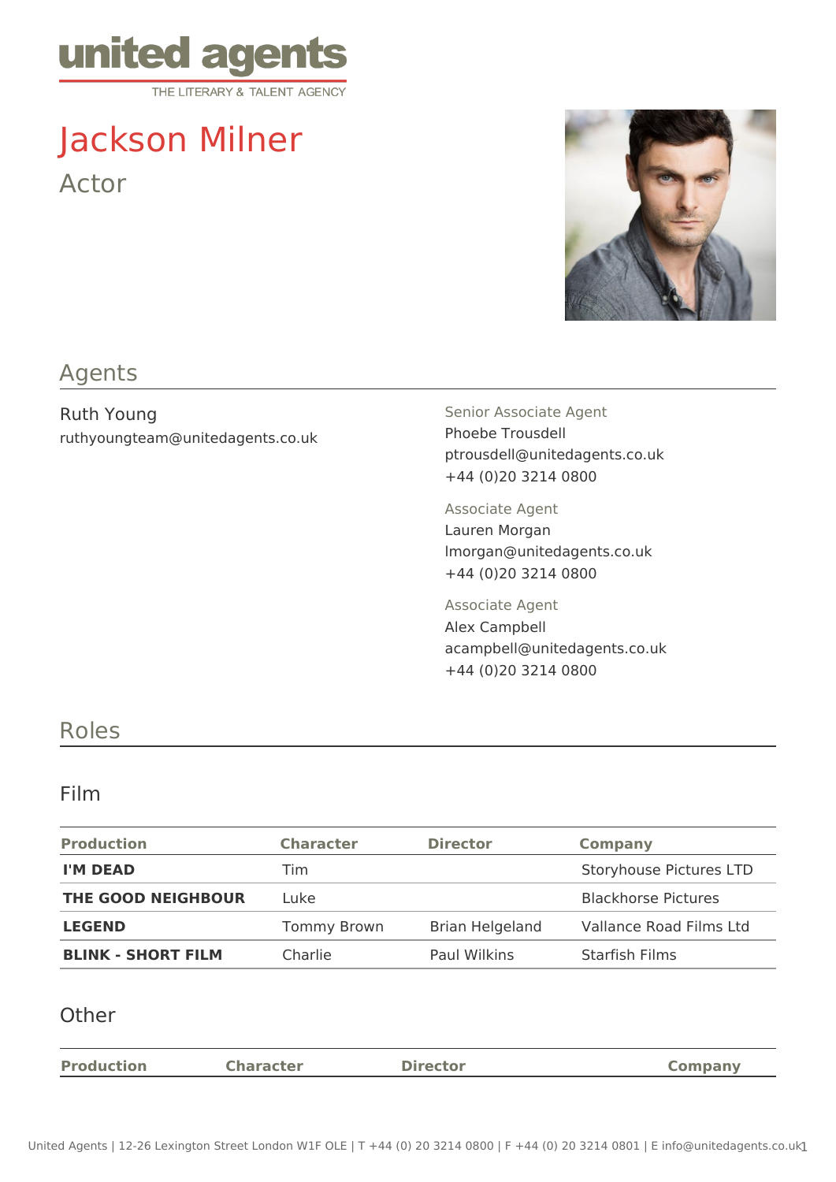united agents
THE LITERARY & TALENT AGENCY

# Jackson Milner

Actor

## Agents

Ruth Young
ruthyoungteam@unitedagents.co.uk

Senior Associate Agent
Phoebe Trousdell
ptrousdell@unitedagents.co.uk
+44 (0)20 3214 0800

Associate Agent
Lauren Morgan
lmorgan@unitedagents.co.uk
+44 (0)20 3214 0800

Associate Agent
Alex Campbell
acampbell@unitedagents.co.uk
+44 (0)20 3214 0800

## Roles

### Film

| Production | Character | Director | Company |
|---|---|---|---|
| **I'M DEAD** | Tim | | Storyhouse Pictures LTD |
| **THE GOOD NEIGHBOUR** | Luke | | Blackhorse Pictures |
| **LEGEND** | Tommy Brown | Brian Helgeland | Vallance Road Films Ltd |
| **BLINK - SHORT FILM** | Charlie | Paul Wilkins | Starfish Films |

### Other

| Production | Character | Director | Company |
|---|---|---|---|

United Agents | 12-26 Lexington Street London W1F OLE | T +44 (0) 20 3214 0800 | F +44 (0) 20 3214 0801 | E info@unitedagents.co.uk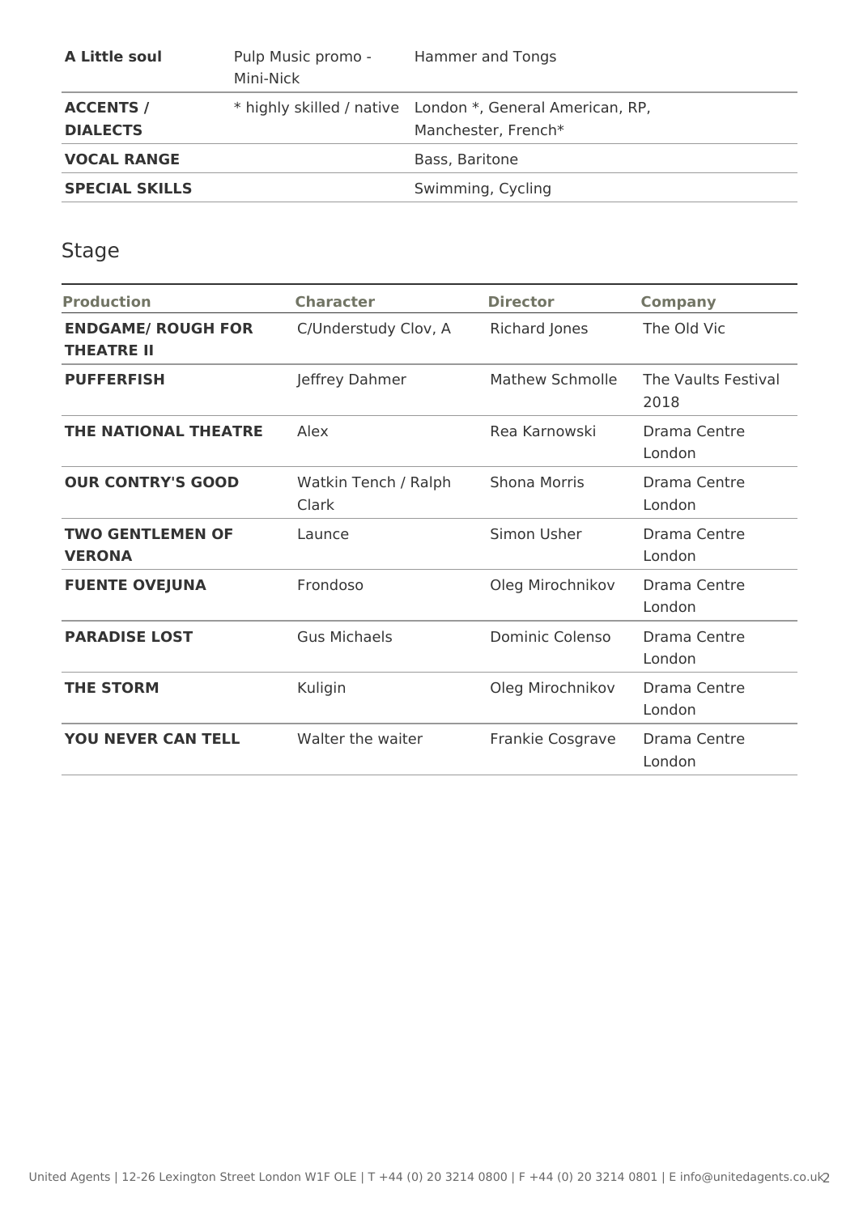| | | |
|---|---|---|
| **A Little soul** | Pulp Music promo - Mini-Nick | Hammer and Tongs |
| **ACCENTS / DIALECTS** | * highly skilled / native | London *, General American, RP, Manchester, French* |
| **VOCAL RANGE** | | Bass, Baritone |
| **SPECIAL SKILLS** | | Swimming, Cycling |

## Stage

| Production | Character | Director | Company |
|---|---|---|---|
| **ENDGAME/ ROUGH FOR THEATRE II** | C/Understudy Clov, A | Richard Jones | The Old Vic |
| **PUFFERFISH** | Jeffrey Dahmer | Mathew Schmolle | The Vaults Festival 2018 |
| **THE NATIONAL THEATRE** | Alex | Rea Karnowski | Drama Centre London |
| **OUR CONTRY'S GOOD** | Watkin Tench / Ralph Clark | Shona Morris | Drama Centre London |
| **TWO GENTLEMEN OF VERONA** | Launce | Simon Usher | Drama Centre London |
| **FUENTE OVEJUNA** | Frondoso | Oleg Mirochnikov | Drama Centre London |
| **PARADISE LOST** | Gus Michaels | Dominic Colenso | Drama Centre London |
| **THE STORM** | Kuligin | Oleg Mirochnikov | Drama Centre London |
| **YOU NEVER CAN TELL** | Walter the waiter | Frankie Cosgrave | Drama Centre London |